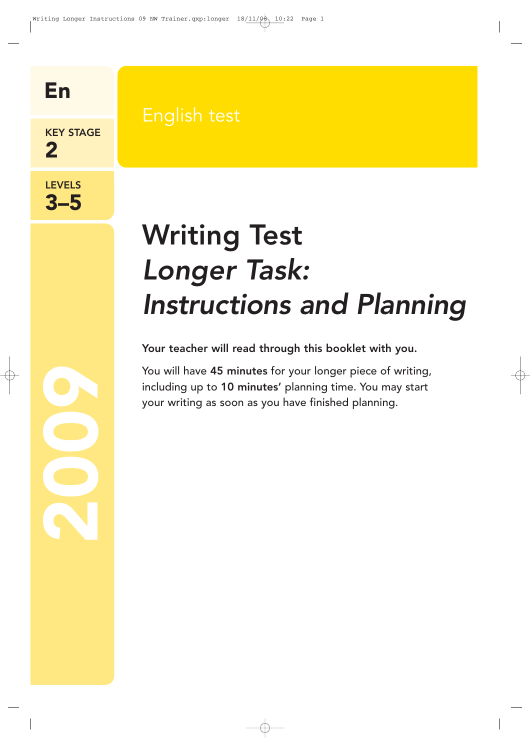En

KEY STAGE
2

LEVELS
3–5

English test

2009

# Writing Test
## *Longer Task: Instructions and Planning*

**Your teacher will read through this booklet with you.**

You will have **45 minutes** for your longer piece of writing, including up to **10 minutes'** planning time. You may start your writing as soon as you have finished planning.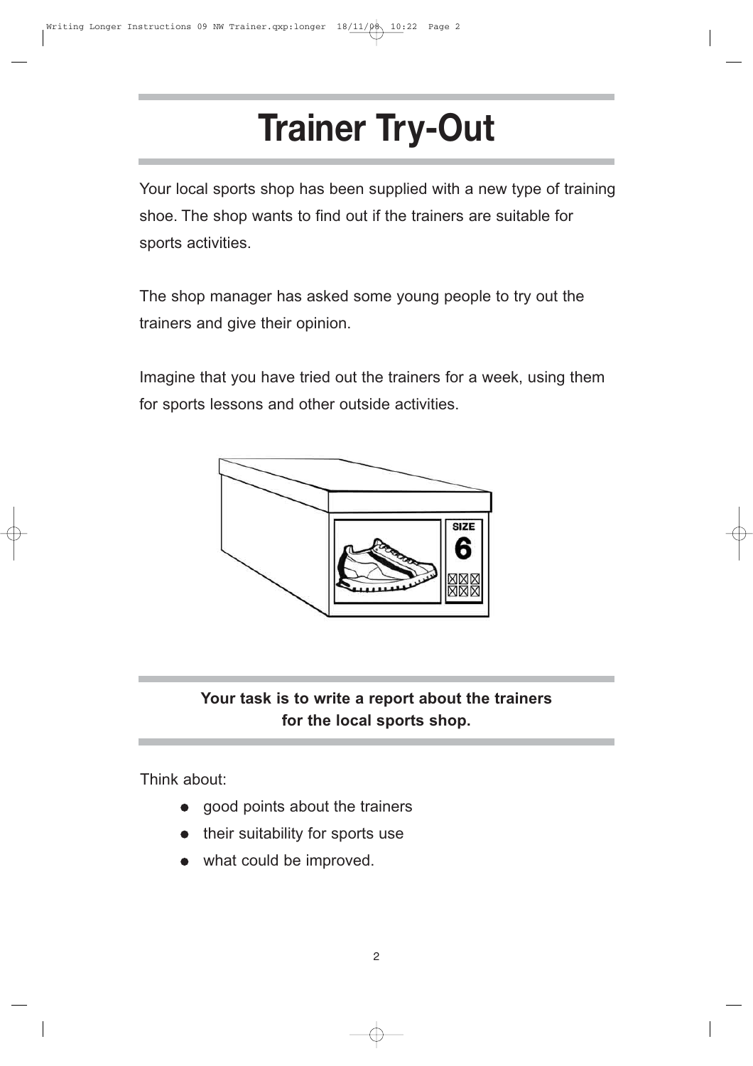# Trainer Try-Out

Your local sports shop has been supplied with a new type of training shoe. The shop wants to find out if the trainers are suitable for sports activities.

The shop manager has asked some young people to try out the trainers and give their opinion.

Imagine that you have tried out the trainers for a week, using them for sports lessons and other outside activities.

**Your task is to write a report about the trainers for the local sports shop.**

Think about:

- good points about the trainers
- their suitability for sports use
- what could be improved.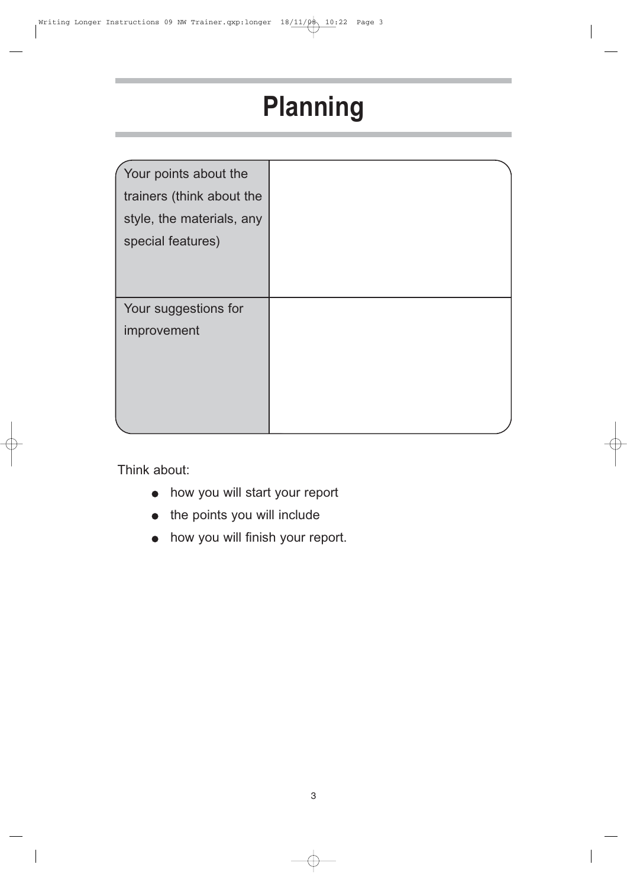# Planning

| | |
|---|---|
| Your points about the trainers (think about the style, the materials, any special features) | |
| Your suggestions for improvement | |

Think about:

- how you will start your report
- the points you will include
- how you will finish your report.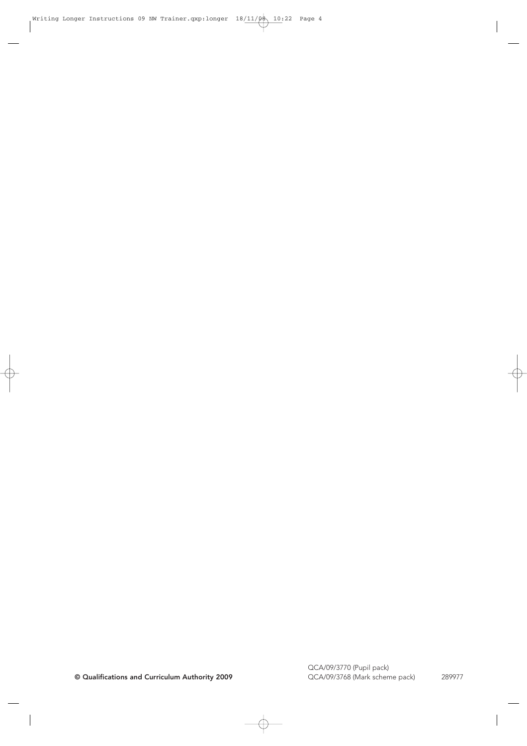© Qualifications and Curriculum Authority 2009

QCA/09/3770 (Pupil pack)
QCA/09/3768 (Mark scheme pack) 289977